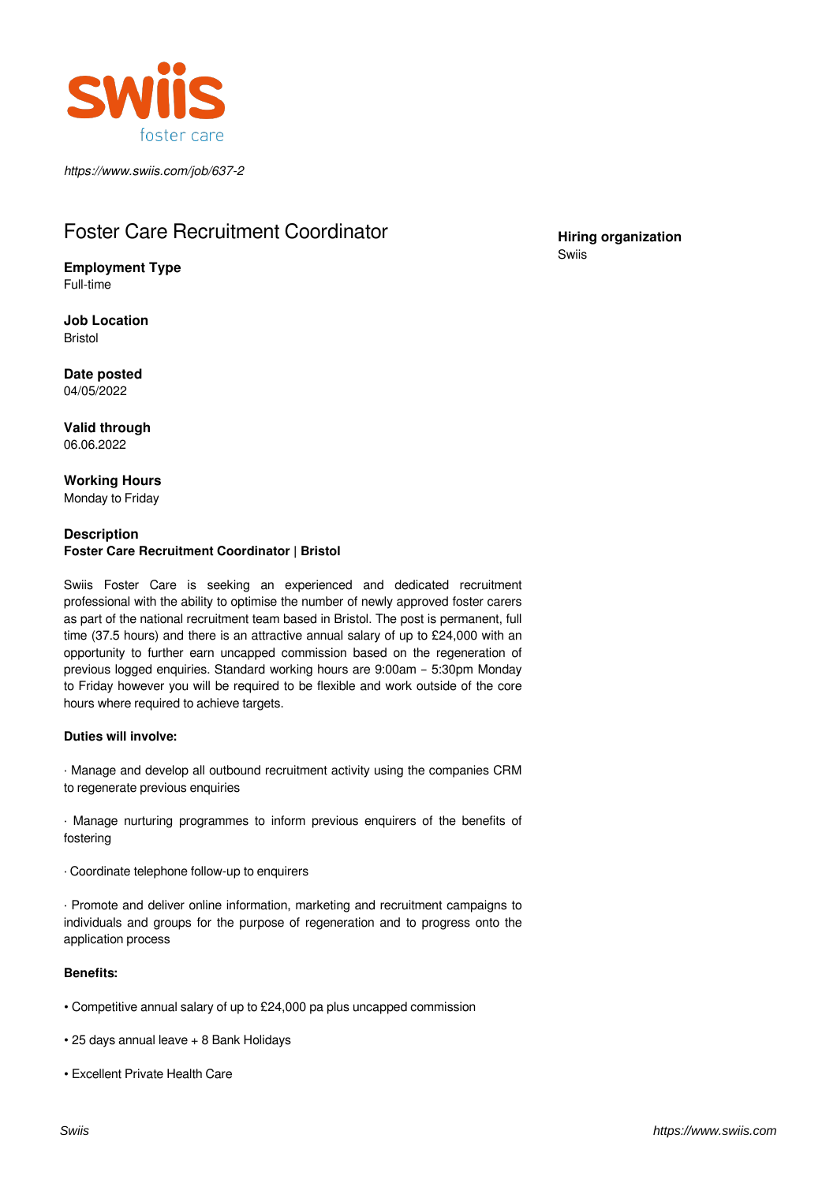swiis
foster care

*https://www.swiis.com/job/637-2*

# Foster Care Recruitment Coordinator

**Hiring organization**
Swiis

**Employment Type**
Full-time

**Job Location**
Bristol

**Date posted**
04/05/2022

**Valid through**
06.06.2022

**Working Hours**
Monday to Friday

**Description**

**Foster Care Recruitment Coordinator** | **Bristol**

Swiis Foster Care is seeking an experienced and dedicated recruitment professional with the ability to optimise the number of newly approved foster carers as part of the national recruitment team based in Bristol. The post is permanent, full time (37.5 hours) and there is an attractive annual salary of up to £24,000 with an opportunity to further earn uncapped commission based on the regeneration of previous logged enquiries. Standard working hours are 9:00am – 5:30pm Monday to Friday however you will be required to be flexible and work outside of the core hours where required to achieve targets.

**Duties will involve:**

· Manage and develop all outbound recruitment activity using the companies CRM to regenerate previous enquiries

· Manage nurturing programmes to inform previous enquirers of the benefits of fostering

· Coordinate telephone follow-up to enquirers

· Promote and deliver online information, marketing and recruitment campaigns to individuals and groups for the purpose of regeneration and to progress onto the application process

**Benefits:**

• Competitive annual salary of up to £24,000 pa plus uncapped commission

• 25 days annual leave + 8 Bank Holidays

• Excellent Private Health Care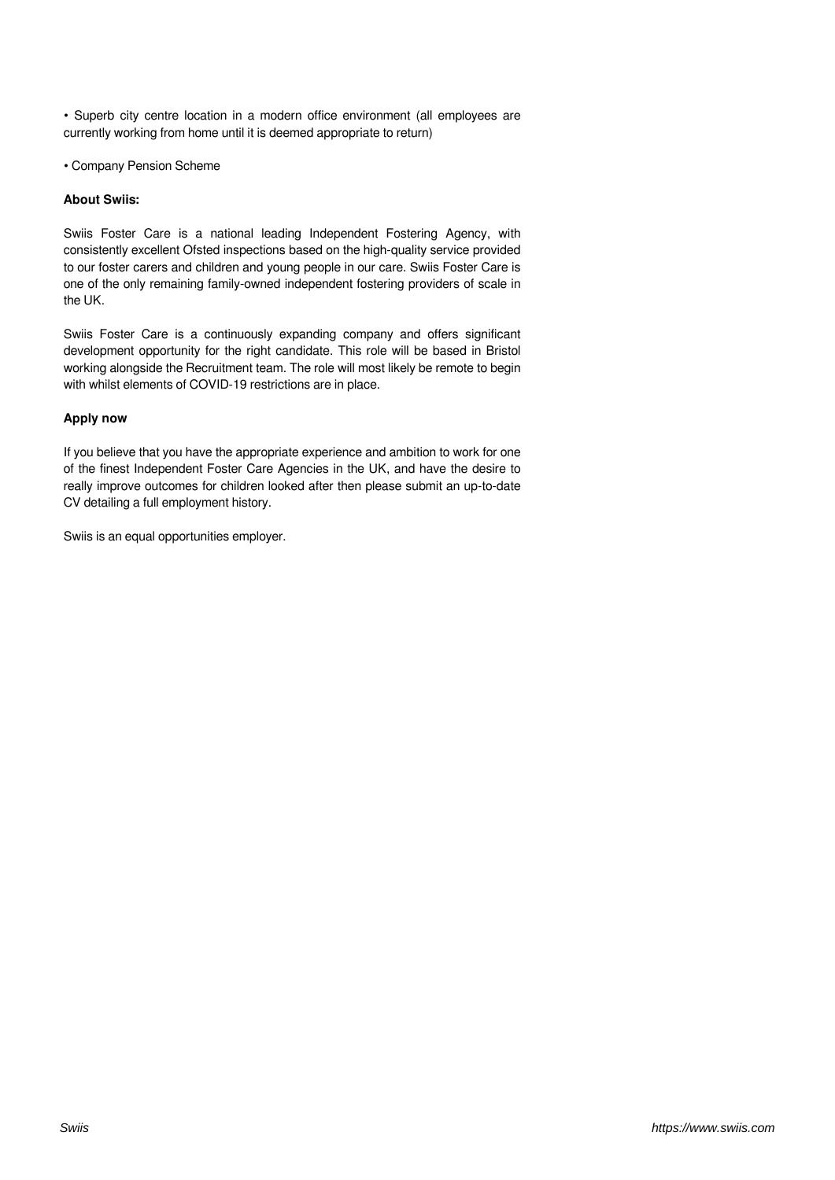- Superb city centre location in a modern office environment (all employees are currently working from home until it is deemed appropriate to return)

- Company Pension Scheme

**About Swiis:**

Swiis Foster Care is a national leading Independent Fostering Agency, with consistently excellent Ofsted inspections based on the high-quality service provided to our foster carers and children and young people in our care. Swiis Foster Care is one of the only remaining family-owned independent fostering providers of scale in the UK.

Swiis Foster Care is a continuously expanding company and offers significant development opportunity for the right candidate. This role will be based in Bristol working alongside the Recruitment team. The role will most likely be remote to begin with whilst elements of COVID-19 restrictions are in place.

**Apply now**

If you believe that you have the appropriate experience and ambition to work for one of the finest Independent Foster Care Agencies in the UK, and have the desire to really improve outcomes for children looked after then please submit an up-to-date CV detailing a full employment history.

Swiis is an equal opportunities employer.